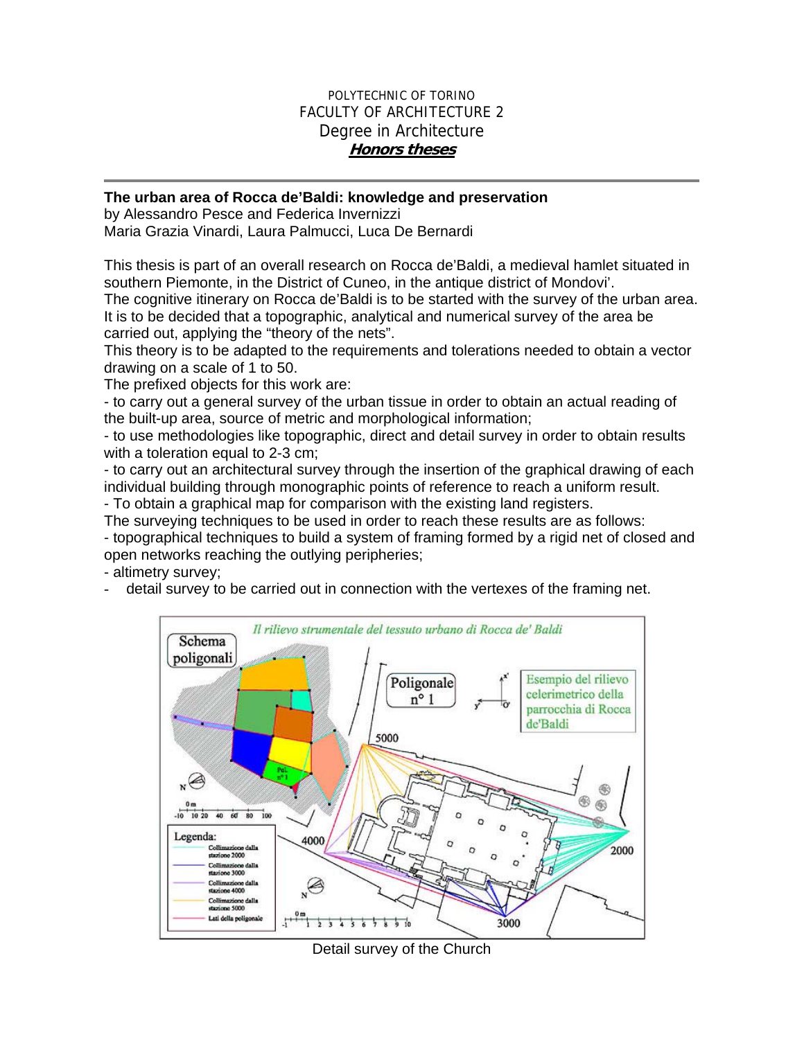POLYTECHNIC OF TORINO

FACULTY OF ARCHITECTURE 2

Degree in Architecture

***Honors theses***

---

**The urban area of Rocca de'Baldi: knowledge and preservation**

by Alessandro Pesce and Federica Invernizzi

Maria Grazia Vinardi, Laura Palmucci, Luca De Bernardi

This thesis is part of an overall research on Rocca de'Baldi, a medieval hamlet situated in southern Piemonte, in the District of Cuneo, in the antique district of Mondovi'.

The cognitive itinerary on Rocca de'Baldi is to be started with the survey of the urban area. It is to be decided that a topographic, analytical and numerical survey of the area be carried out, applying the "theory of the nets".

This theory is to be adapted to the requirements and tolerations needed to obtain a vector drawing on a scale of 1 to 50.

The prefixed objects for this work are:

- to carry out a general survey of the urban tissue in order to obtain an actual reading of the built-up area, source of metric and morphological information;
- to use methodologies like topographic, direct and detail survey in order to obtain results with a toleration equal to 2-3 cm;
- to carry out an architectural survey through the insertion of the graphical drawing of each individual building through monographic points of reference to reach a uniform result.
- To obtain a graphical map for comparison with the existing land registers.

The surveying techniques to be used in order to reach these results are as follows:

- topographical techniques to build a system of framing formed by a rigid net of closed and open networks reaching the outlying peripheries;
- altimetry survey;
- detail survey to be carried out in connection with the vertexes of the framing net.

Detail survey of the Church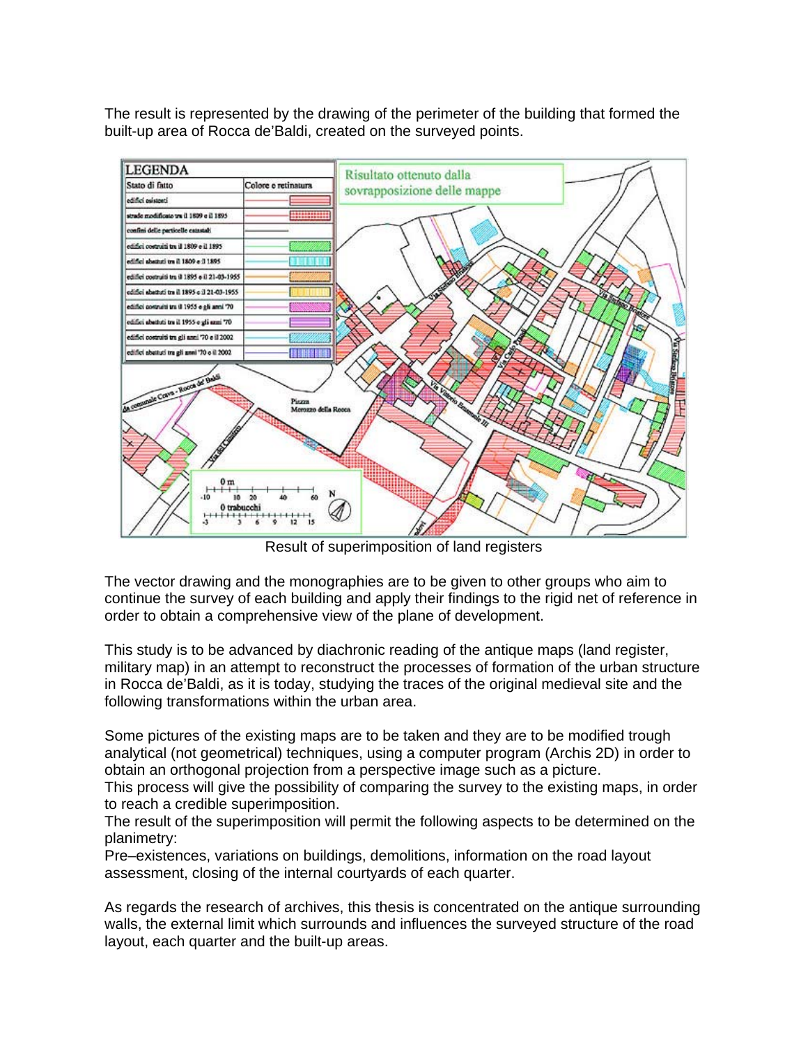The result is represented by the drawing of the perimeter of the building that formed the built-up area of Rocca de'Baldi, created on the surveyed points.

Result of superimposition of land registers

The vector drawing and the monographies are to be given to other groups who aim to continue the survey of each building and apply their findings to the rigid net of reference in order to obtain a comprehensive view of the plane of development.

This study is to be advanced by diachronic reading of the antique maps (land register, military map) in an attempt to reconstruct the processes of formation of the urban structure in Rocca de'Baldi, as it is today, studying the traces of the original medieval site and the following transformations within the urban area.

Some pictures of the existing maps are to be taken and they are to be modified trough analytical (not geometrical) techniques, using a computer program (Archis 2D) in order to obtain an orthogonal projection from a perspective image such as a picture.
This process will give the possibility of comparing the survey to the existing maps, in order to reach a credible superimposition.
The result of the superimposition will permit the following aspects to be determined on the planimetry:
Pre–existences, variations on buildings, demolitions, information on the road layout assessment, closing of the internal courtyards of each quarter.

As regards the research of archives, this thesis is concentrated on the antique surrounding walls, the external limit which surrounds and influences the surveyed structure of the road layout, each quarter and the built-up areas.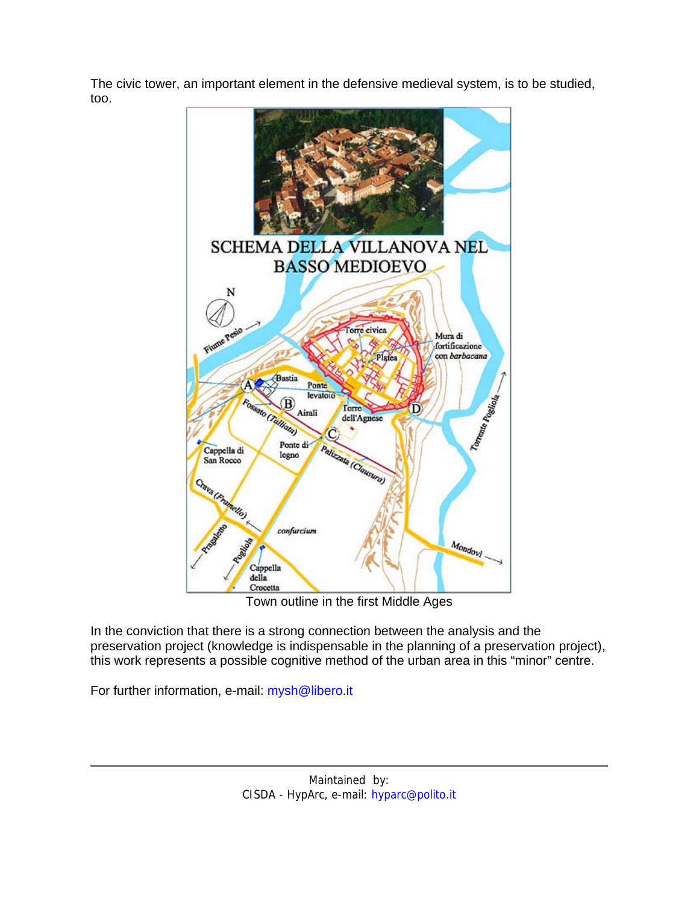The civic tower, an important element in the defensive medieval system, is to be studied, too.

SCHEMA DELLA VILLANOVA NEL BASSO MEDIOEVO

N

Fiume Pesio

Torre civica

Platea

Mura di fortificazione con *barbacana*

Bastia

Ponte levatoio

A

B

Airali

Torre dell'Agnese

C

D

Fossato (Talliata)

Ponte di legno

Palizzata (Clausura)

Torrente Pogliola

Cappella di San Rocco

Crava (Framello)

*confurcium*

Mondovì

Pragaletto

Pogliola

Cappella della Crocetta

Town outline in the first Middle Ages

In the conviction that there is a strong connection between the analysis and the preservation project (knowledge is indispensable in the planning of a preservation project), this work represents a possible cognitive method of the urban area in this "minor" centre.

For further information, e-mail: mysh@libero.it